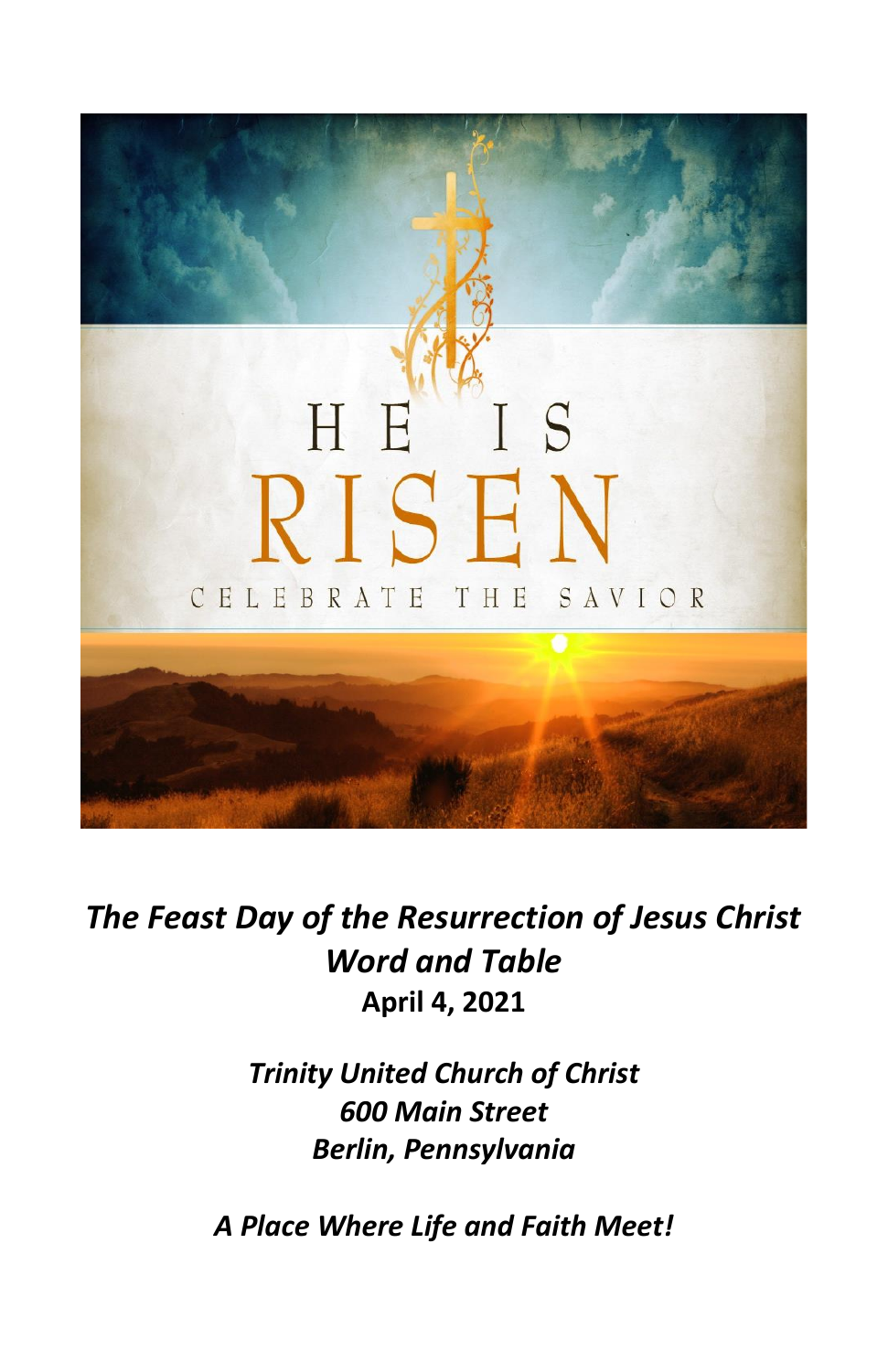HE IS

RISEN

CELEBRATE THE SAVIOR

***The Feast Day of the Resurrection of Jesus Christ***
***Word and Table***
**April 4, 2021**

***Trinity United Church of Christ***
***600 Main Street***
***Berlin, Pennsylvania***

***A Place Where Life and Faith Meet!***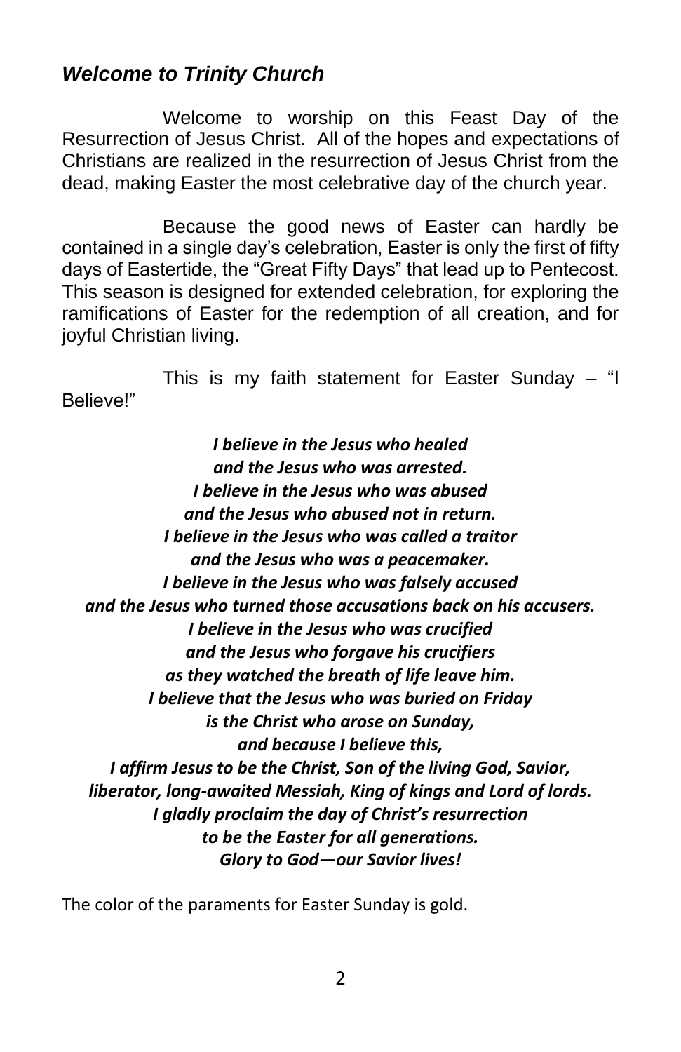## *Welcome to Trinity Church*

Welcome to worship on this Feast Day of the Resurrection of Jesus Christ. All of the hopes and expectations of Christians are realized in the resurrection of Jesus Christ from the dead, making Easter the most celebrative day of the church year.

Because the good news of Easter can hardly be contained in a single day's celebration, Easter is only the first of fifty days of Eastertide, the "Great Fifty Days" that lead up to Pentecost. This season is designed for extended celebration, for exploring the ramifications of Easter for the redemption of all creation, and for joyful Christian living.

This is my faith statement for Easter Sunday – "I Believe!"

***I believe in the Jesus who healed***
***and the Jesus who was arrested.***
***I believe in the Jesus who was abused***
***and the Jesus who abused not in return.***
***I believe in the Jesus who was called a traitor***
***and the Jesus who was a peacemaker.***
***I believe in the Jesus who was falsely accused***
***and the Jesus who turned those accusations back on his accusers.***
***I believe in the Jesus who was crucified***
***and the Jesus who forgave his crucifiers***
***as they watched the breath of life leave him.***
***I believe that the Jesus who was buried on Friday***
***is the Christ who arose on Sunday,***
***and because I believe this,***
***I affirm Jesus to be the Christ, Son of the living God, Savior,***
***liberator, long-awaited Messiah, King of kings and Lord of lords.***
***I gladly proclaim the day of Christ's resurrection***
***to be the Easter for all generations.***
***Glory to God—our Savior lives!***

The color of the paraments for Easter Sunday is gold.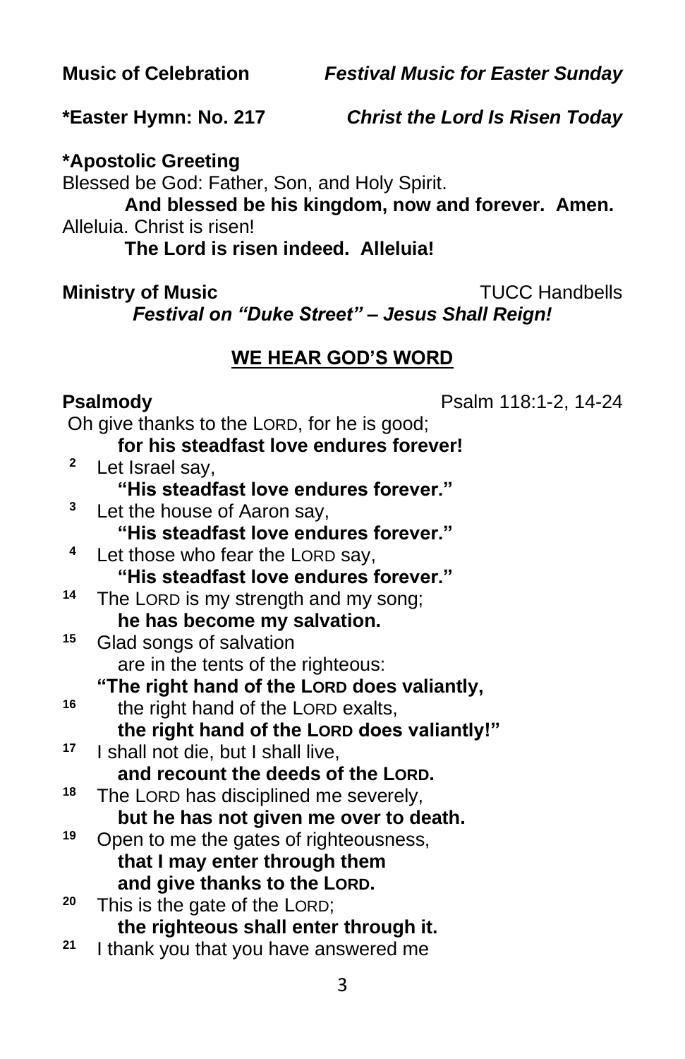**Music of Celebration** *Festival Music for Easter Sunday*

**\*Easter Hymn: No. 217** ***Christ the Lord Is Risen Today***

**\*Apostolic Greeting**

Blessed be God: Father, Son, and Holy Spirit.

**And blessed be his kingdom, now and forever. Amen.**

Alleluia. Christ is risen!

**The Lord is risen indeed. Alleluia!**

**Ministry of Music** TUCC Handbells

***Festival on "Duke Street" – Jesus Shall Reign!***

## WE HEAR GOD'S WORD

**Psalmody** Psalm 118:1-2, 14-24

Oh give thanks to the LORD, for he is good;
**for his steadfast love endures forever!**

2 Let Israel say,
**"His steadfast love endures forever."**

3 Let the house of Aaron say,
**"His steadfast love endures forever."**

4 Let those who fear the LORD say,
**"His steadfast love endures forever."**

14 The LORD is my strength and my song;
**he has become my salvation.**

15 Glad songs of salvation
are in the tents of the righteous:
**"The right hand of the LORD does valiantly,**

16 the right hand of the LORD exalts,
**the right hand of the LORD does valiantly!"**

17 I shall not die, but I shall live,
**and recount the deeds of the LORD.**

18 The LORD has disciplined me severely,
**but he has not given me over to death.**

19 Open to me the gates of righteousness,
**that I may enter through them**
**and give thanks to the LORD.**

20 This is the gate of the LORD;
**the righteous shall enter through it.**

21 I thank you that you have answered me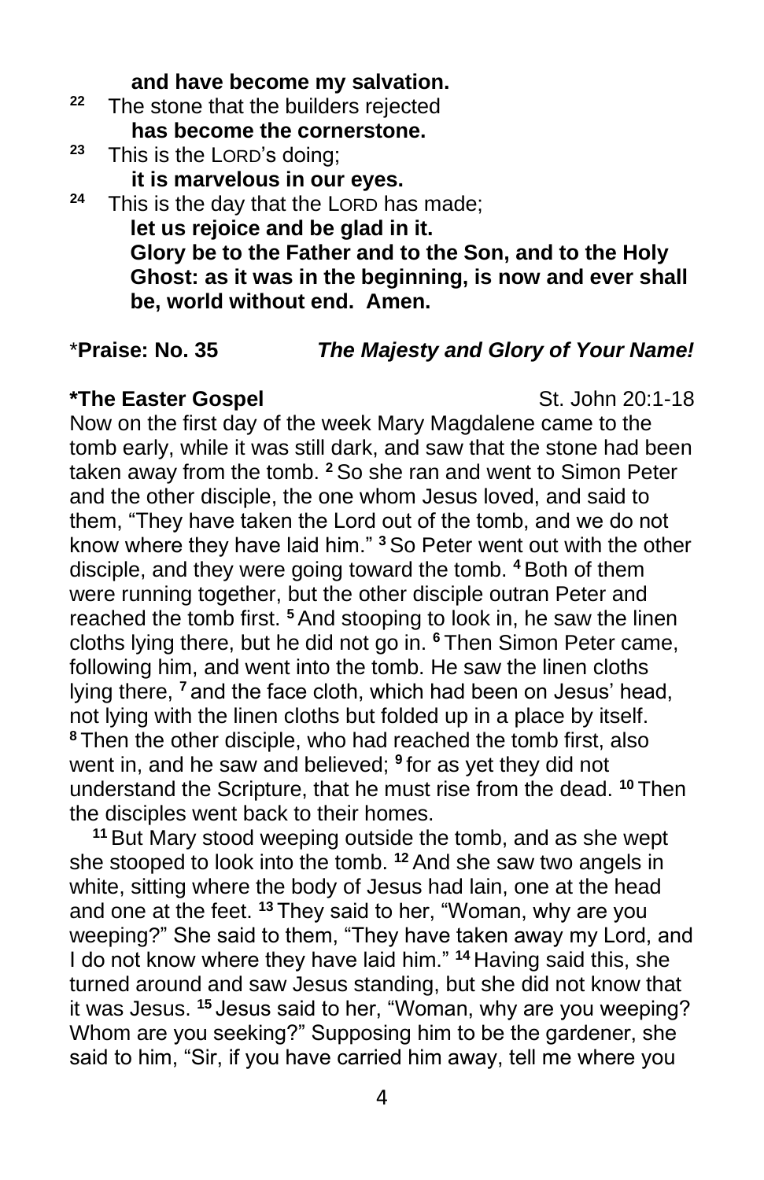**and have become my salvation.**

[22] The stone that the builders rejected
**has become the cornerstone.**

[23] This is the LORD's doing;
**it is marvelous in our eyes.**

[24] This is the day that the LORD has made;
**let us rejoice and be glad in it.**
**Glory be to the Father and to the Son, and to the Holy Ghost: as it was in the beginning, is now and ever shall be, world without end. Amen.**

\***Praise: No. 35** ***The Majesty and Glory of Your Name!***

**\*The Easter Gospel** St. John 20:1-18

Now on the first day of the week Mary Magdalene came to the tomb early, while it was still dark, and saw that the stone had been taken away from the tomb. [2] So she ran and went to Simon Peter and the other disciple, the one whom Jesus loved, and said to them, "They have taken the Lord out of the tomb, and we do not know where they have laid him." [3] So Peter went out with the other disciple, and they were going toward the tomb. [4] Both of them were running together, but the other disciple outran Peter and reached the tomb first. [5] And stooping to look in, he saw the linen cloths lying there, but he did not go in. [6] Then Simon Peter came, following him, and went into the tomb. He saw the linen cloths lying there, [7] and the face cloth, which had been on Jesus' head, not lying with the linen cloths but folded up in a place by itself. [8] Then the other disciple, who had reached the tomb first, also went in, and he saw and believed; [9] for as yet they did not understand the Scripture, that he must rise from the dead. [10] Then the disciples went back to their homes.

[11] But Mary stood weeping outside the tomb, and as she wept she stooped to look into the tomb. [12] And she saw two angels in white, sitting where the body of Jesus had lain, one at the head and one at the feet. [13] They said to her, "Woman, why are you weeping?" She said to them, "They have taken away my Lord, and I do not know where they have laid him." [14] Having said this, she turned around and saw Jesus standing, but she did not know that it was Jesus. [15] Jesus said to her, "Woman, why are you weeping? Whom are you seeking?" Supposing him to be the gardener, she said to him, "Sir, if you have carried him away, tell me where you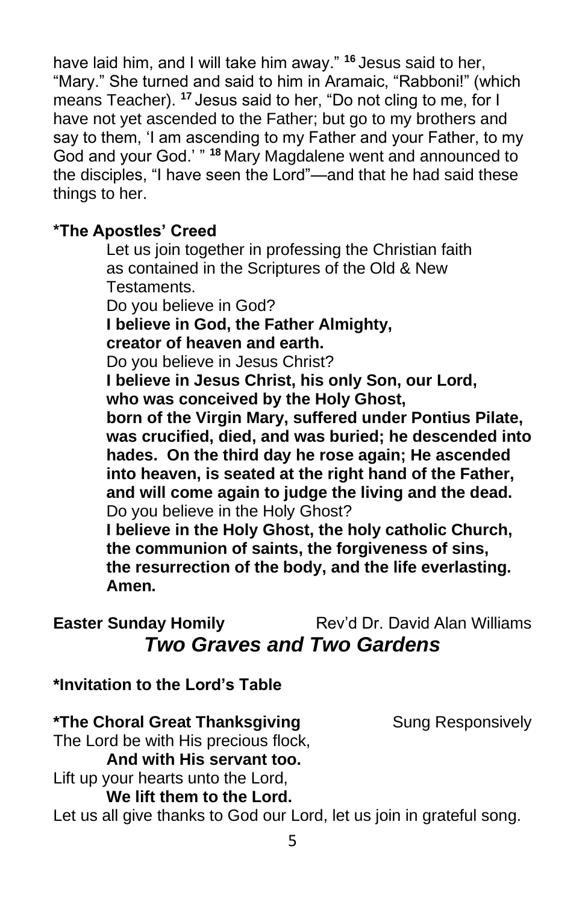have laid him, and I will take him away." [16] Jesus said to her, "Mary." She turned and said to him in Aramaic, "Rabboni!" (which means Teacher). [17] Jesus said to her, "Do not cling to me, for I have not yet ascended to the Father; but go to my brothers and say to them, 'I am ascending to my Father and your Father, to my God and your God.' " [18] Mary Magdalene went and announced to the disciples, "I have seen the Lord"—and that he had said these things to her.

**\*The Apostles' Creed**

Let us join together in professing the Christian faith as contained in the Scriptures of the Old & New Testaments.

Do you believe in God?

**I believe in God, the Father Almighty,**
**creator of heaven and earth.**

Do you believe in Jesus Christ?

**I believe in Jesus Christ, his only Son, our Lord,**
**who was conceived by the Holy Ghost,**
**born of the Virgin Mary, suffered under Pontius Pilate, was crucified, died, and was buried; he descended into hades. On the third day he rose again; He ascended into heaven, is seated at the right hand of the Father, and will come again to judge the living and the dead.**

Do you believe in the Holy Ghost?

**I believe in the Holy Ghost, the holy catholic Church,**
**the communion of saints, the forgiveness of sins,**
**the resurrection of the body, and the life everlasting.**
**Amen.**

**Easter Sunday Homily** Rev'd Dr. David Alan Williams

***Two Graves and Two Gardens***

**\*Invitation to the Lord's Table**

**\*The Choral Great Thanksgiving** Sung Responsively

The Lord be with His precious flock,
**And with His servant too.**
Lift up your hearts unto the Lord,
**We lift them to the Lord.**
Let us all give thanks to God our Lord, let us join in grateful song.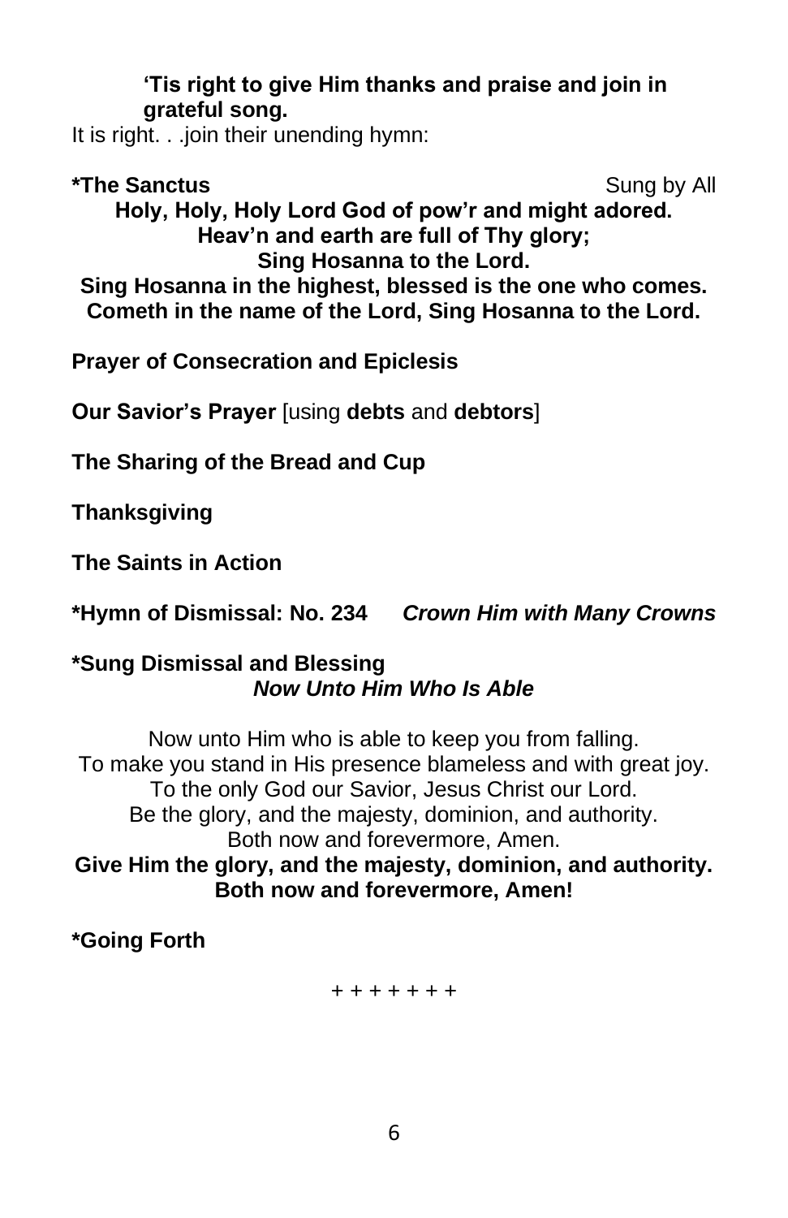**'Tis right to give Him thanks and praise and join in grateful song.**

It is right. . .join their unending hymn:

**\*The Sanctus** Sung by All

**Holy, Holy, Holy Lord God of pow'r and might adored.**
**Heav'n and earth are full of Thy glory;**
**Sing Hosanna to the Lord.**
**Sing Hosanna in the highest, blessed is the one who comes.**
**Cometh in the name of the Lord, Sing Hosanna to the Lord.**

**Prayer of Consecration and Epiclesis**

**Our Savior's Prayer** [using **debts** and **debtors**]

**The Sharing of the Bread and Cup**

**Thanksgiving**

**The Saints in Action**

**\*Hymn of Dismissal: No. 234** ***Crown Him with Many Crowns***

**\*Sung Dismissal and Blessing**
***Now Unto Him Who Is Able***

Now unto Him who is able to keep you from falling.
To make you stand in His presence blameless and with great joy.
To the only God our Savior, Jesus Christ our Lord.
Be the glory, and the majesty, dominion, and authority.
Both now and forevermore, Amen.
**Give Him the glory, and the majesty, dominion, and authority.**
**Both now and forevermore, Amen!**

**\*Going Forth**

\+ + + + + + +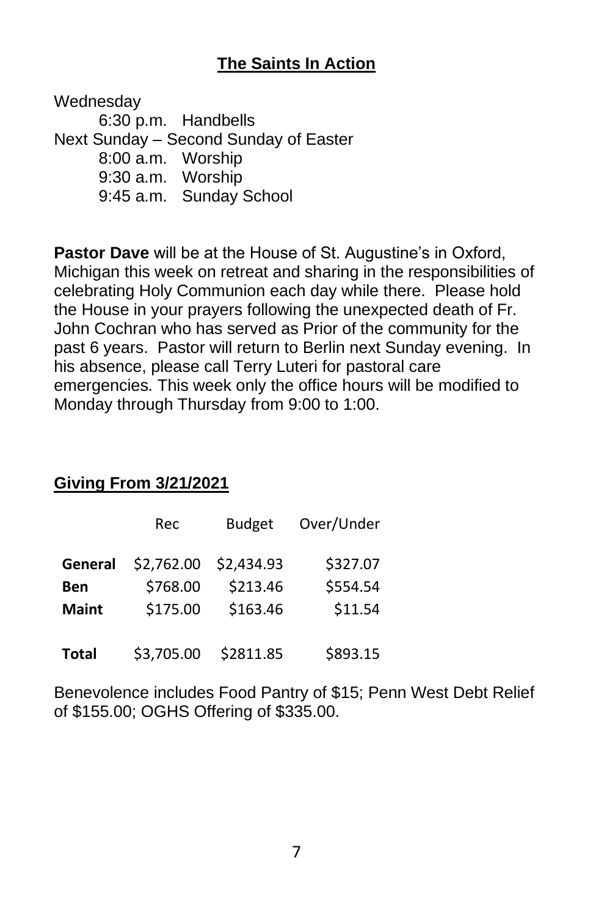## The Saints In Action

Wednesday

- 6:30 p.m. Handbells

Next Sunday – Second Sunday of Easter

- 8:00 a.m. Worship
- 9:30 a.m. Worship
- 9:45 a.m. Sunday School

**Pastor Dave** will be at the House of St. Augustine's in Oxford, Michigan this week on retreat and sharing in the responsibilities of celebrating Holy Communion each day while there. Please hold the House in your prayers following the unexpected death of Fr. John Cochran who has served as Prior of the community for the past 6 years. Pastor will return to Berlin next Sunday evening. In his absence, please call Terry Luteri for pastoral care emergencies. This week only the office hours will be modified to Monday through Thursday from 9:00 to 1:00.

## Giving From 3/21/2021

| | Rec | Budget | Over/Under |
|---|---|---|---|
| **General** | $2,762.00 | $2,434.93 | $327.07 |
| **Ben** | $768.00 | $213.46 | $554.54 |
| **Maint** | $175.00 | $163.46 | $11.54 |
| **Total** | $3,705.00 | $2811.85 | $893.15 |

Benevolence includes Food Pantry of $15; Penn West Debt Relief of $155.00; OGHS Offering of $335.00.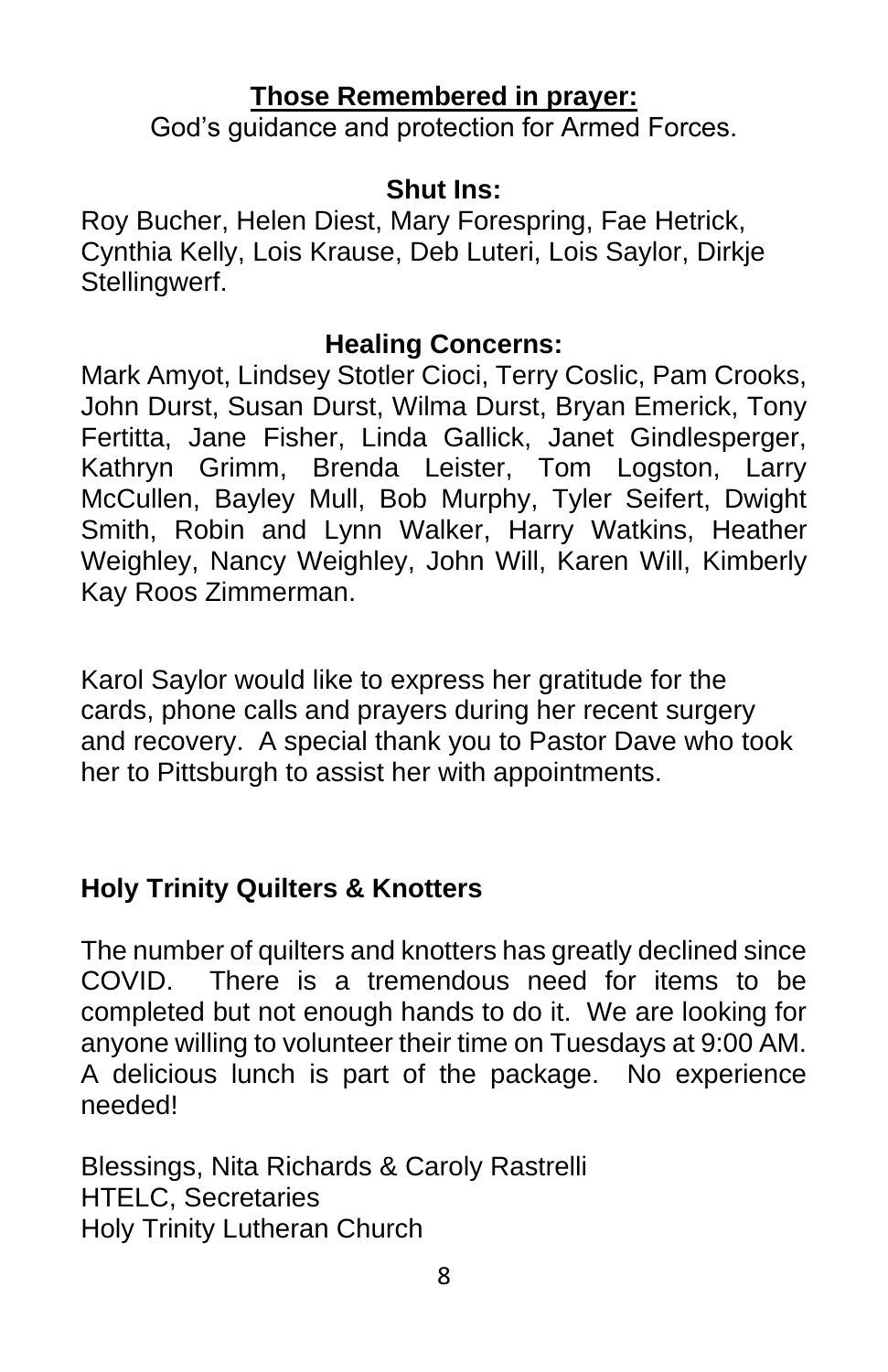## **Those Remembered in prayer:**

God's guidance and protection for Armed Forces.

### Shut Ins:

Roy Bucher, Helen Diest, Mary Forespring, Fae Hetrick, Cynthia Kelly, Lois Krause, Deb Luteri, Lois Saylor, Dirkje Stellingwerf.

### Healing Concerns:

Mark Amyot, Lindsey Stotler Cioci, Terry Coslic, Pam Crooks, John Durst, Susan Durst, Wilma Durst, Bryan Emerick, Tony Fertitta, Jane Fisher, Linda Gallick, Janet Gindlesperger, Kathryn Grimm, Brenda Leister, Tom Logston, Larry McCullen, Bayley Mull, Bob Murphy, Tyler Seifert, Dwight Smith, Robin and Lynn Walker, Harry Watkins, Heather Weighley, Nancy Weighley, John Will, Karen Will, Kimberly Kay Roos Zimmerman.

Karol Saylor would like to express her gratitude for the cards, phone calls and prayers during her recent surgery and recovery. A special thank you to Pastor Dave who took her to Pittsburgh to assist her with appointments.

### Holy Trinity Quilters & Knotters

The number of quilters and knotters has greatly declined since COVID. There is a tremendous need for items to be completed but not enough hands to do it. We are looking for anyone willing to volunteer their time on Tuesdays at 9:00 AM. A delicious lunch is part of the package. No experience needed!

Blessings, Nita Richards & Caroly Rastrelli
HTELC, Secretaries
Holy Trinity Lutheran Church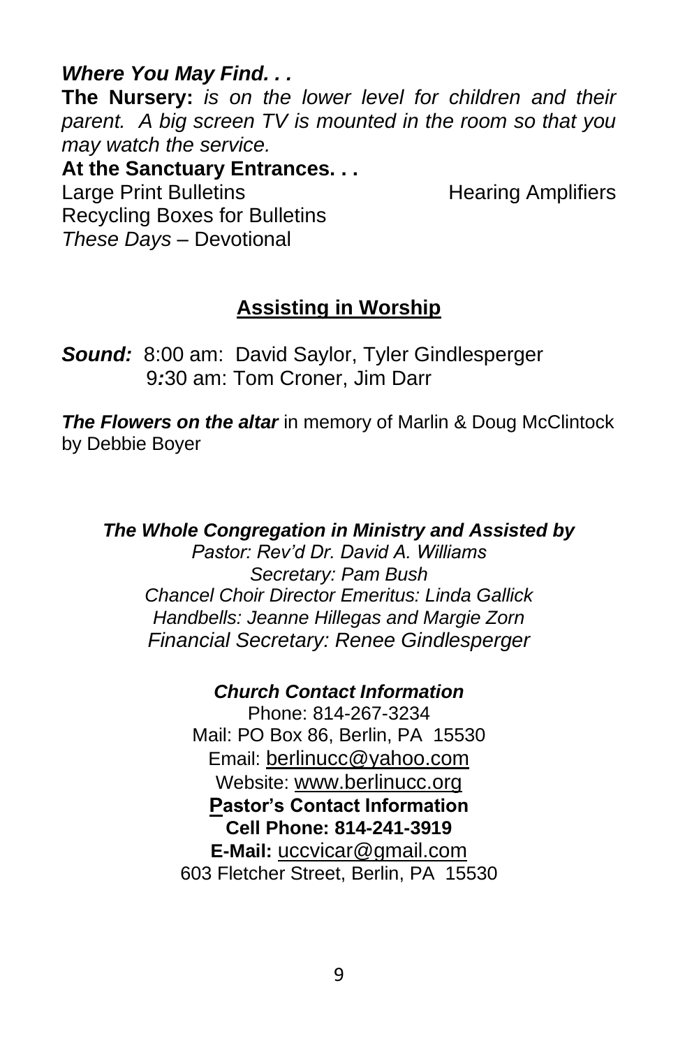***Where You May Find. . .***

**The Nursery:** *is on the lower level for children and their parent. A big screen TV is mounted in the room so that you may watch the service.*

**At the Sanctuary Entrances. . .**

Large Print Bulletins

Hearing Amplifiers

Recycling Boxes for Bulletins

*These Days* – Devotional

## Assisting in Worship

***Sound:*** 8:00 am: David Saylor, Tyler Gindlesperger
9:30 am: Tom Croner, Jim Darr

***The Flowers on the altar*** in memory of Marlin & Doug McClintock by Debbie Boyer

***The Whole Congregation in Ministry and Assisted by***

*Pastor: Rev'd Dr. David A. Williams*

*Secretary: Pam Bush*

*Chancel Choir Director Emeritus: Linda Gallick*

*Handbells: Jeanne Hillegas and Margie Zorn*

*Financial Secretary: Renee Gindlesperger*

***Church Contact Information***

Phone: 814-267-3234

Mail: PO Box 86, Berlin, PA 15530

Email: berlinucc@yahoo.com

Website: www.berlinucc.org

**Pastor's Contact Information**

**Cell Phone: 814-241-3919**

**E-Mail:** uccvicar@gmail.com

603 Fletcher Street, Berlin, PA 15530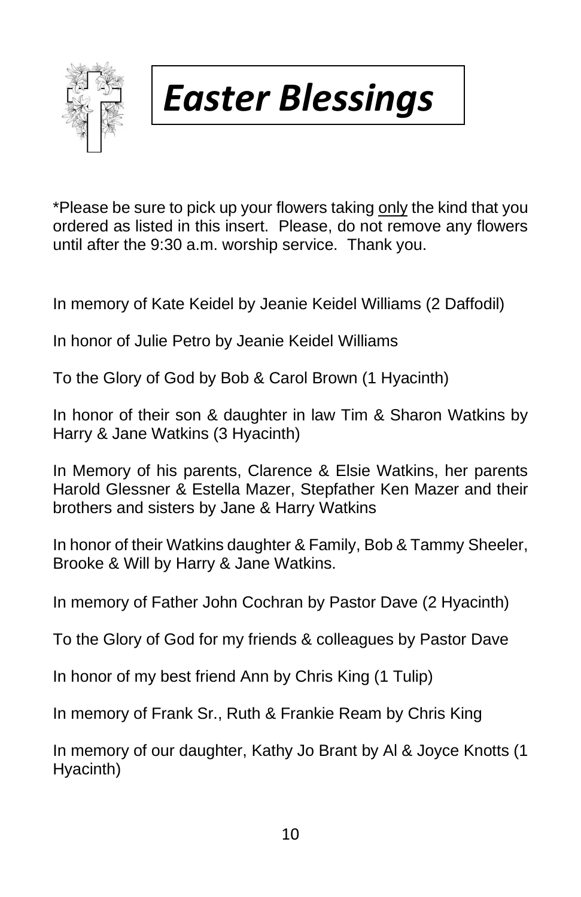# *Easter Blessings*

*Please be sure to pick up your flowers taking <u>only</u> the kind that you ordered as listed in this insert. Please, do not remove any flowers until after the 9:30 a.m. worship service. Thank you.

In memory of Kate Keidel by Jeanie Keidel Williams (2 Daffodil)

In honor of Julie Petro by Jeanie Keidel Williams

To the Glory of God by Bob & Carol Brown (1 Hyacinth)

In honor of their son & daughter in law Tim & Sharon Watkins by Harry & Jane Watkins (3 Hyacinth)

In Memory of his parents, Clarence & Elsie Watkins, her parents Harold Glessner & Estella Mazer, Stepfather Ken Mazer and their brothers and sisters by Jane & Harry Watkins

In honor of their Watkins daughter & Family, Bob & Tammy Sheeler, Brooke & Will by Harry & Jane Watkins.

In memory of Father John Cochran by Pastor Dave (2 Hyacinth)

To the Glory of God for my friends & colleagues by Pastor Dave

In honor of my best friend Ann by Chris King (1 Tulip)

In memory of Frank Sr., Ruth & Frankie Ream by Chris King

In memory of our daughter, Kathy Jo Brant by Al & Joyce Knotts (1 Hyacinth)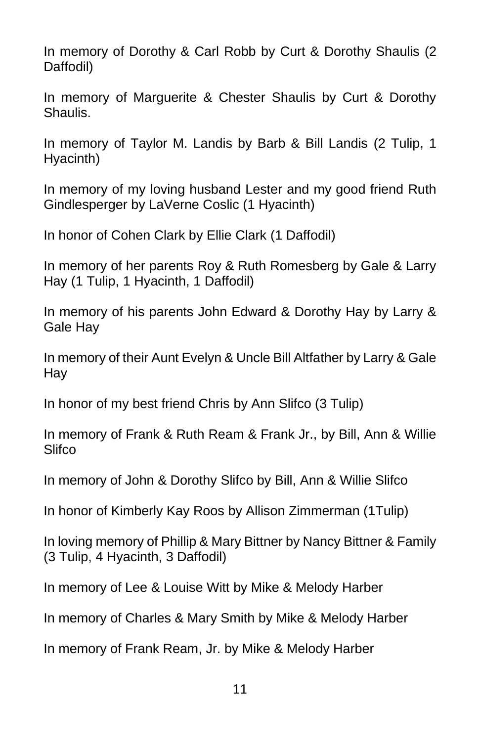In memory of Dorothy & Carl Robb by Curt & Dorothy Shaulis (2 Daffodil)

In memory of Marguerite & Chester Shaulis by Curt & Dorothy Shaulis.

In memory of Taylor M. Landis by Barb & Bill Landis (2 Tulip, 1 Hyacinth)

In memory of my loving husband Lester and my good friend Ruth Gindlesperger by LaVerne Coslic (1 Hyacinth)

In honor of Cohen Clark by Ellie Clark (1 Daffodil)

In memory of her parents Roy & Ruth Romesberg by Gale & Larry Hay (1 Tulip, 1 Hyacinth, 1 Daffodil)

In memory of his parents John Edward & Dorothy Hay by Larry & Gale Hay

In memory of their Aunt Evelyn & Uncle Bill Altfather by Larry & Gale Hay

In honor of my best friend Chris by Ann Slifco (3 Tulip)

In memory of Frank & Ruth Ream & Frank Jr., by Bill, Ann & Willie Slifco

In memory of John & Dorothy Slifco by Bill, Ann & Willie Slifco

In honor of Kimberly Kay Roos by Allison Zimmerman (1Tulip)

In loving memory of Phillip & Mary Bittner by Nancy Bittner & Family (3 Tulip, 4 Hyacinth, 3 Daffodil)

In memory of Lee & Louise Witt by Mike & Melody Harber

In memory of Charles & Mary Smith by Mike & Melody Harber

In memory of Frank Ream, Jr. by Mike & Melody Harber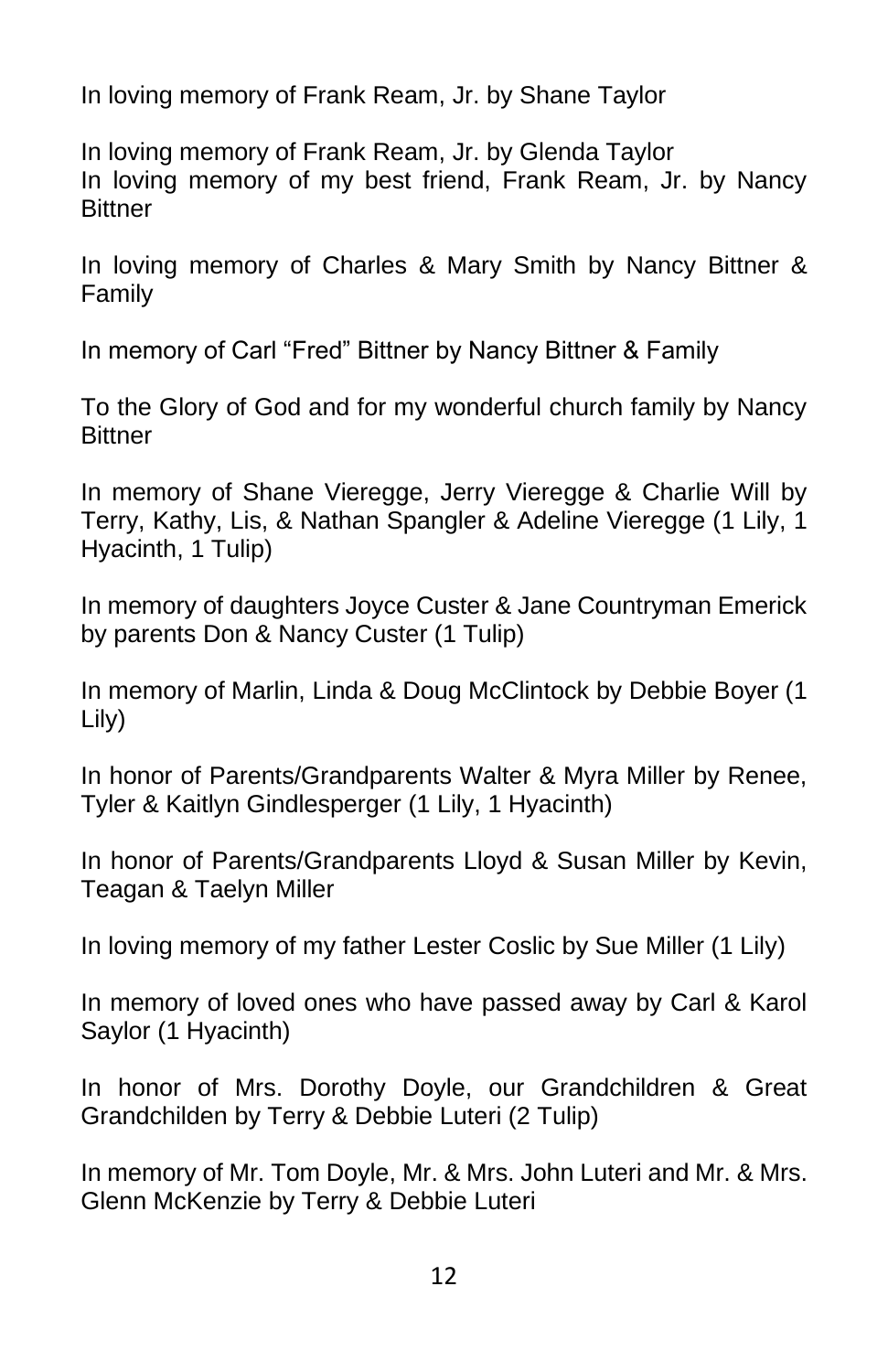In loving memory of Frank Ream, Jr. by Shane Taylor

In loving memory of Frank Ream, Jr. by Glenda Taylor
In loving memory of my best friend, Frank Ream, Jr. by Nancy Bittner

In loving memory of Charles & Mary Smith by Nancy Bittner & Family

In memory of Carl "Fred" Bittner by Nancy Bittner & Family

To the Glory of God and for my wonderful church family by Nancy Bittner

In memory of Shane Vieregge, Jerry Vieregge & Charlie Will by Terry, Kathy, Lis, & Nathan Spangler & Adeline Vieregge (1 Lily, 1 Hyacinth, 1 Tulip)

In memory of daughters Joyce Custer & Jane Countryman Emerick by parents Don & Nancy Custer (1 Tulip)

In memory of Marlin, Linda & Doug McClintock by Debbie Boyer (1 Lily)

In honor of Parents/Grandparents Walter & Myra Miller by Renee, Tyler & Kaitlyn Gindlesperger (1 Lily, 1 Hyacinth)

In honor of Parents/Grandparents Lloyd & Susan Miller by Kevin, Teagan & Taelyn Miller

In loving memory of my father Lester Coslic by Sue Miller (1 Lily)

In memory of loved ones who have passed away by Carl & Karol Saylor (1 Hyacinth)

In honor of Mrs. Dorothy Doyle, our Grandchildren & Great Grandchilden by Terry & Debbie Luteri (2 Tulip)

In memory of Mr. Tom Doyle, Mr. & Mrs. John Luteri and Mr. & Mrs. Glenn McKenzie by Terry & Debbie Luteri